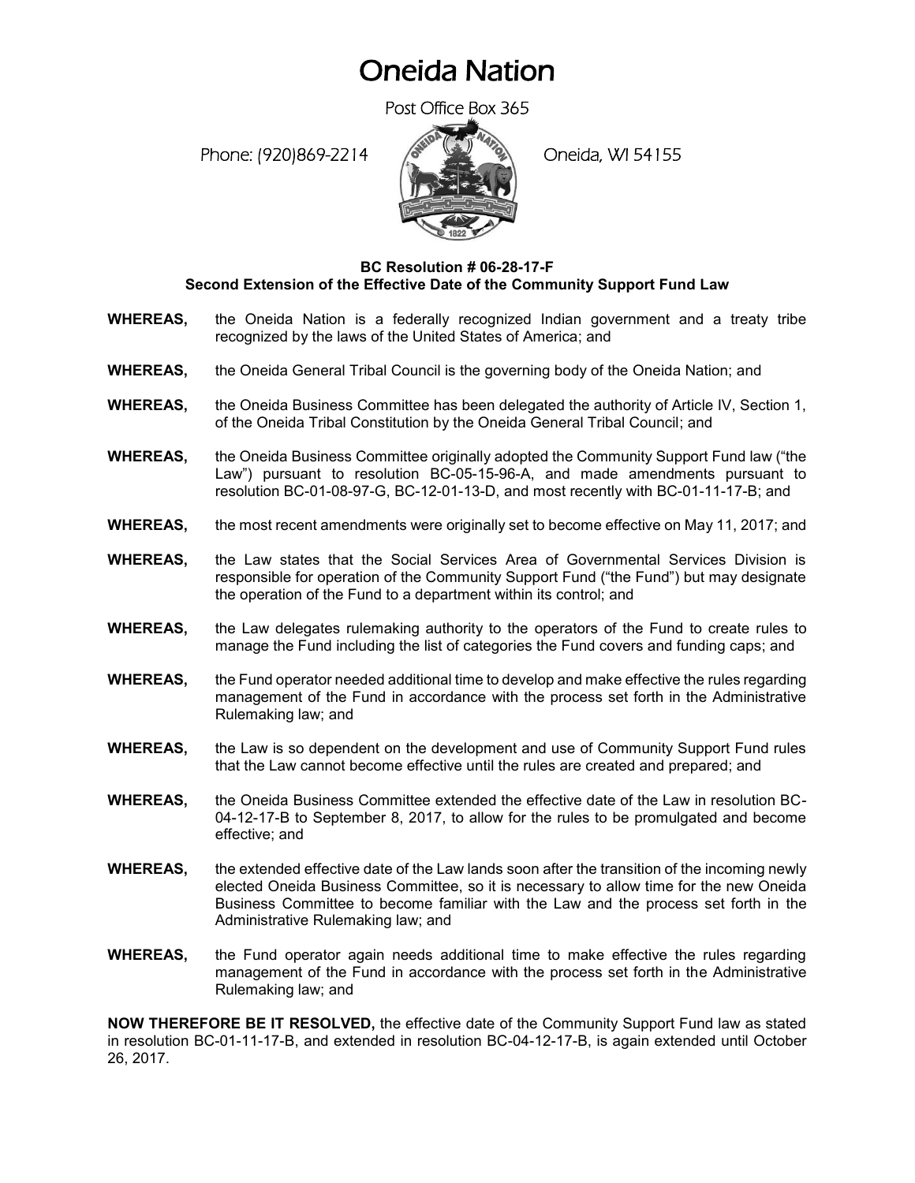# Oneida Nation

Post Office Box 365

Phone: (920)869-2214 Oneida, WI 54155

**BC Resolution # 06-28-17-F**
**Second Extension of the Effective Date of the Community Support Fund Law**

**WHEREAS,** the Oneida Nation is a federally recognized Indian government and a treaty tribe recognized by the laws of the United States of America; and

**WHEREAS,** the Oneida General Tribal Council is the governing body of the Oneida Nation; and

**WHEREAS,** the Oneida Business Committee has been delegated the authority of Article IV, Section 1, of the Oneida Tribal Constitution by the Oneida General Tribal Council; and

**WHEREAS,** the Oneida Business Committee originally adopted the Community Support Fund law ("the Law") pursuant to resolution BC-05-15-96-A, and made amendments pursuant to resolution BC-01-08-97-G, BC-12-01-13-D, and most recently with BC-01-11-17-B; and

**WHEREAS,** the most recent amendments were originally set to become effective on May 11, 2017; and

**WHEREAS,** the Law states that the Social Services Area of Governmental Services Division is responsible for operation of the Community Support Fund ("the Fund") but may designate the operation of the Fund to a department within its control; and

**WHEREAS,** the Law delegates rulemaking authority to the operators of the Fund to create rules to manage the Fund including the list of categories the Fund covers and funding caps; and

**WHEREAS,** the Fund operator needed additional time to develop and make effective the rules regarding management of the Fund in accordance with the process set forth in the Administrative Rulemaking law; and

**WHEREAS,** the Law is so dependent on the development and use of Community Support Fund rules that the Law cannot become effective until the rules are created and prepared; and

**WHEREAS,** the Oneida Business Committee extended the effective date of the Law in resolution BC-04-12-17-B to September 8, 2017, to allow for the rules to be promulgated and become effective; and

**WHEREAS,** the extended effective date of the Law lands soon after the transition of the incoming newly elected Oneida Business Committee, so it is necessary to allow time for the new Oneida Business Committee to become familiar with the Law and the process set forth in the Administrative Rulemaking law; and

**WHEREAS,** the Fund operator again needs additional time to make effective the rules regarding management of the Fund in accordance with the process set forth in the Administrative Rulemaking law; and

**NOW THEREFORE BE IT RESOLVED,** the effective date of the Community Support Fund law as stated in resolution BC-01-11-17-B, and extended in resolution BC-04-12-17-B, is again extended until October 26, 2017.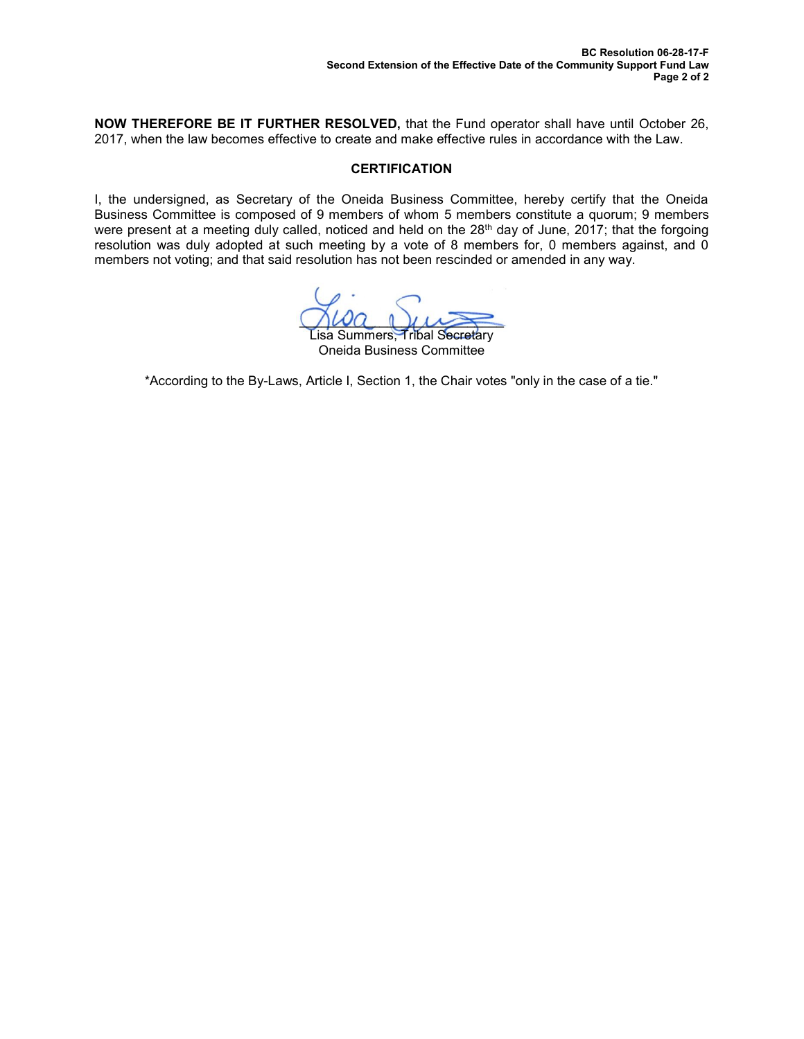**NOW THEREFORE BE IT FURTHER RESOLVED,** that the Fund operator shall have until October 26, 2017, when the law becomes effective to create and make effective rules in accordance with the Law.

## CERTIFICATION

I, the undersigned, as Secretary of the Oneida Business Committee, hereby certify that the Oneida Business Committee is composed of 9 members of whom 5 members constitute a quorum; 9 members were present at a meeting duly called, noticed and held on the 28th day of June, 2017; that the forgoing resolution was duly adopted at such meeting by a vote of 8 members for, 0 members against, and 0 members not voting; and that said resolution has not been rescinded or amended in any way.

Lisa Summers, Tribal Secretary
Oneida Business Committee

*According to the By-Laws, Article I, Section 1, the Chair votes "only in the case of a tie."